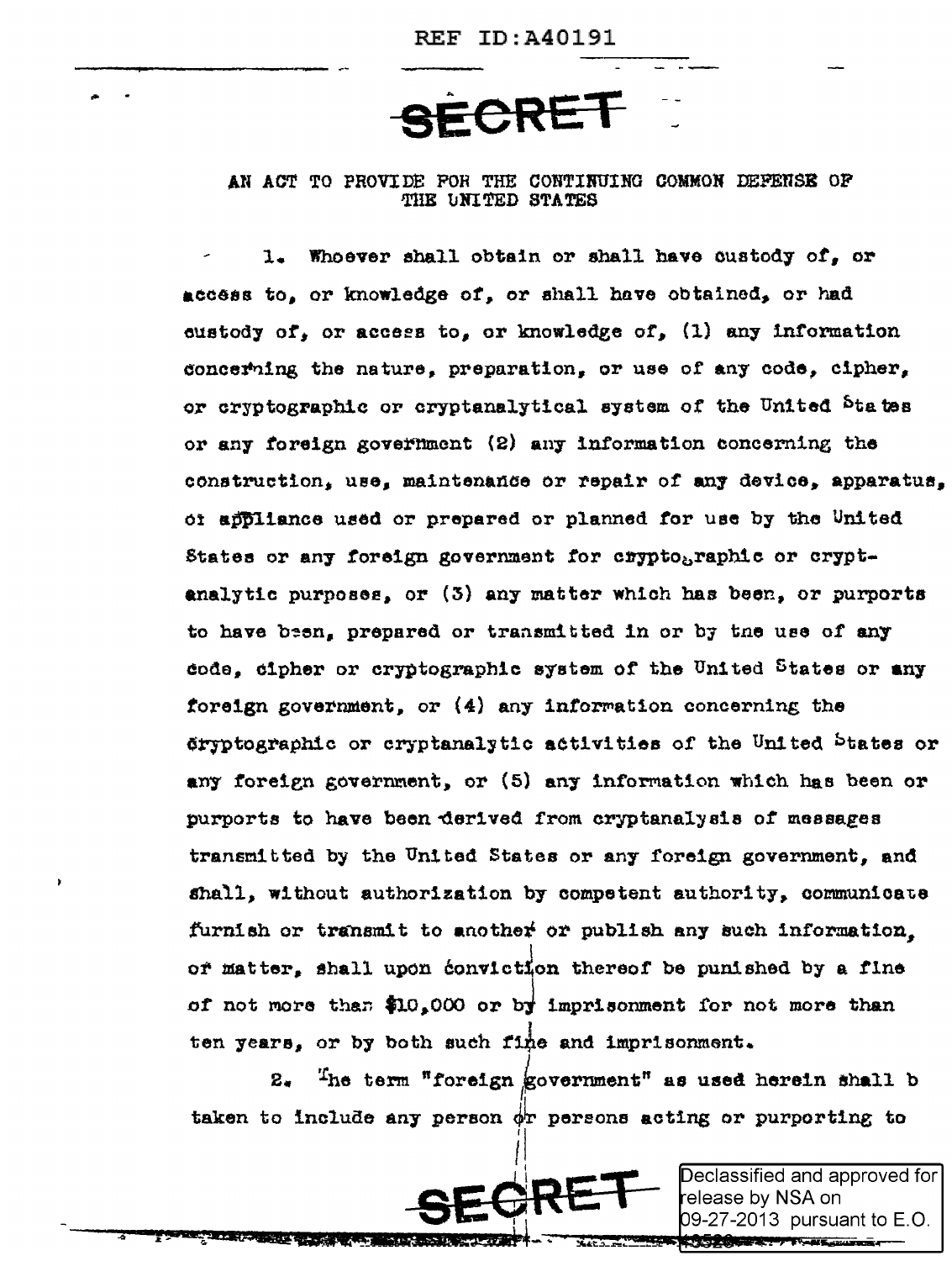# SECRET

## AN ACT TO PROVIDE FOR THE CONTINUING COMMON DEFENSE OF THE UNITED STATES

1. Whoever shall obtain or shall have custody of, or access to, or knowledge of, or shall have obtained, or had custody of, or access to, or knowledge of, (1) any information concerning the nature, preparation, or use of any code, cipher, or cryptographic or cryptanalytical system of the United States or any foreign government (2) any information concerning the construction, use, maintenance or repair of any device, apparatus, or appliance used or prepared or planned for use by the United States or any foreign government for cryptographic or cryptanalytic purposes, or (3) any matter which has been, or purports to have been, prepared or transmitted in or by the use of any code, cipher or cryptographic system of the United States or any foreign government, or (4) any information concerning the cryptographic or cryptanalytic activities of the United States or any foreign government, or (5) any information which has been or purports to have been derived from cryptanalysis of messages transmitted by the United States or any foreign government, and shall, without authorization by competent authority, communicate furnish or transmit to another or publish any such information, or matter, shall upon conviction thereof be punished by a fine of not more than $10,000 or by imprisonment for not more than ten years, or by both such fine and imprisonment.

2. The term "foreign government" as used herein shall b taken to include any person or persons acting or purporting to

SECRET

Declassified and approved for release by NSA on 09-27-2013 pursuant to E.O. 13526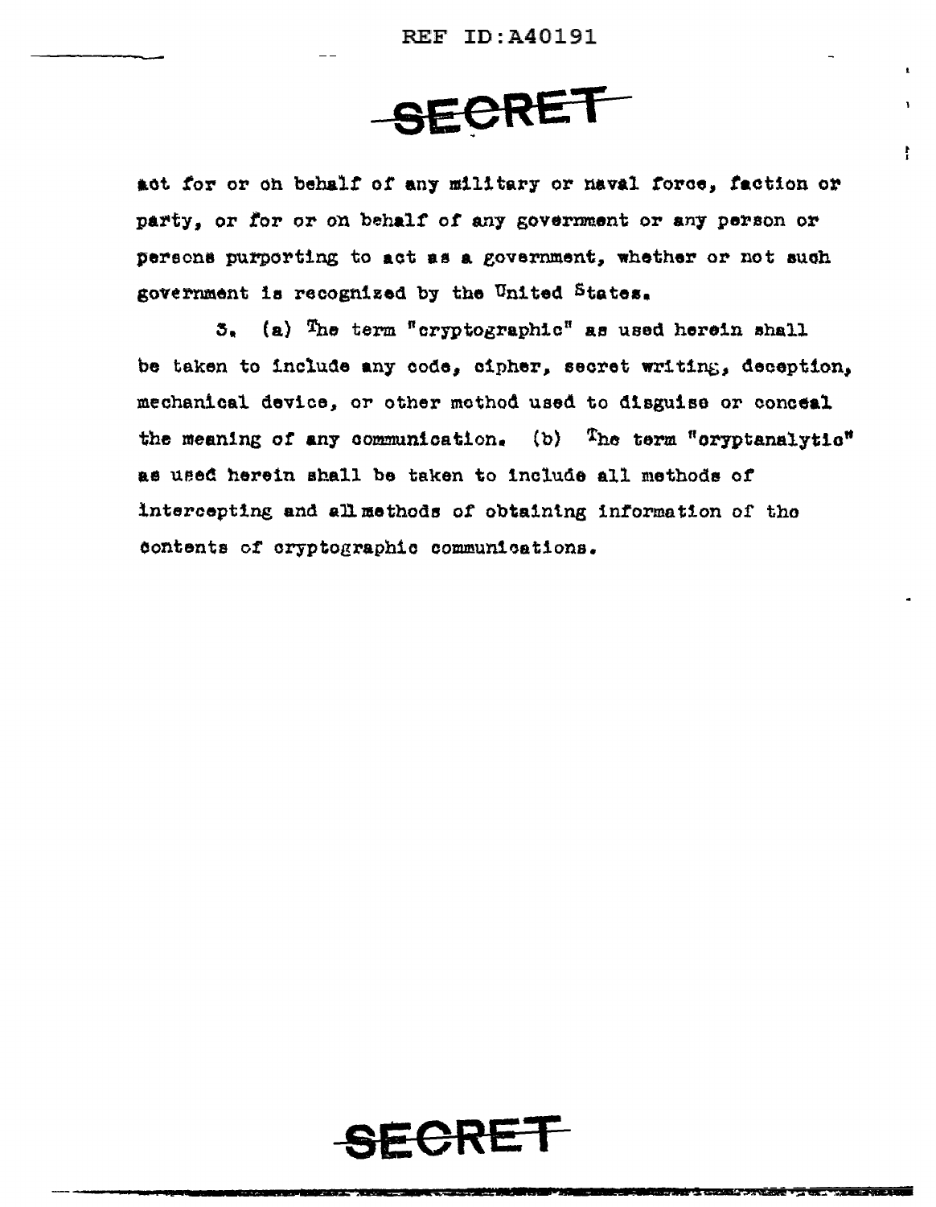# SECRET

act for or on behalf of any military or naval force, faction or party, or for or on behalf of any government or any person or persons purporting to act as a government, whether or not such government is recognized by the United States.

3. (a) The term "cryptographic" as used herein shall be taken to include any code, cipher, secret writing, deception, mechanical device, or other method used to disguise or conceal the meaning of any communication. (b) The term "cryptanalytic" as used herein shall be taken to include all methods of intercepting and all methods of obtaining information of the contents of cryptographic communications.

# SECRET